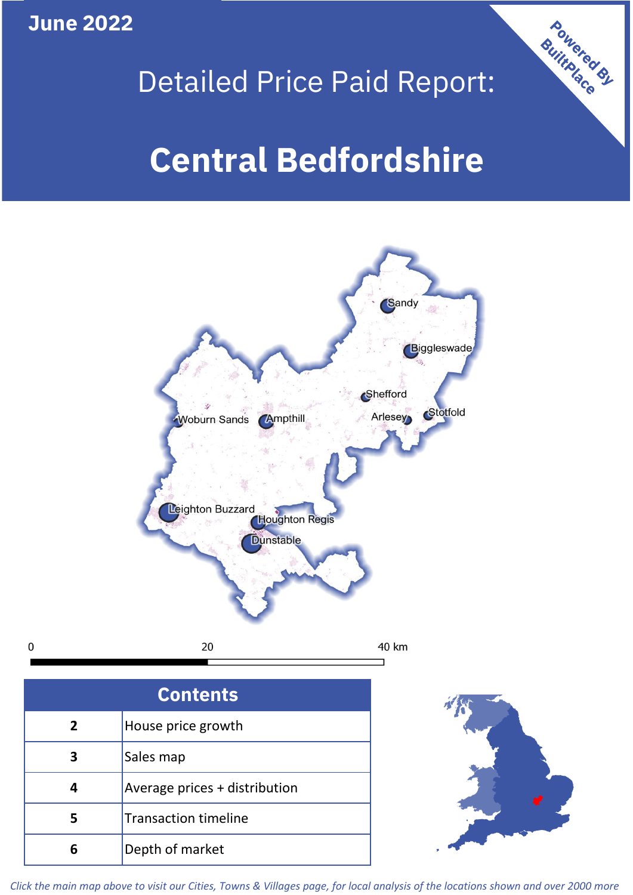June 2022

# Detailed Price Paid Report:

# Central Bedfordshire

Powered By BuiltPlace

| Contents | |
|---|---|
| 2 | House price growth |
| 3 | Sales map |
| 4 | Average prices + distribution |
| 5 | Transaction timeline |
| 6 | Depth of market |

*Click the main map above to visit our Cities, Towns & Villages page, for local analysis of the locations shown and over 2000 more*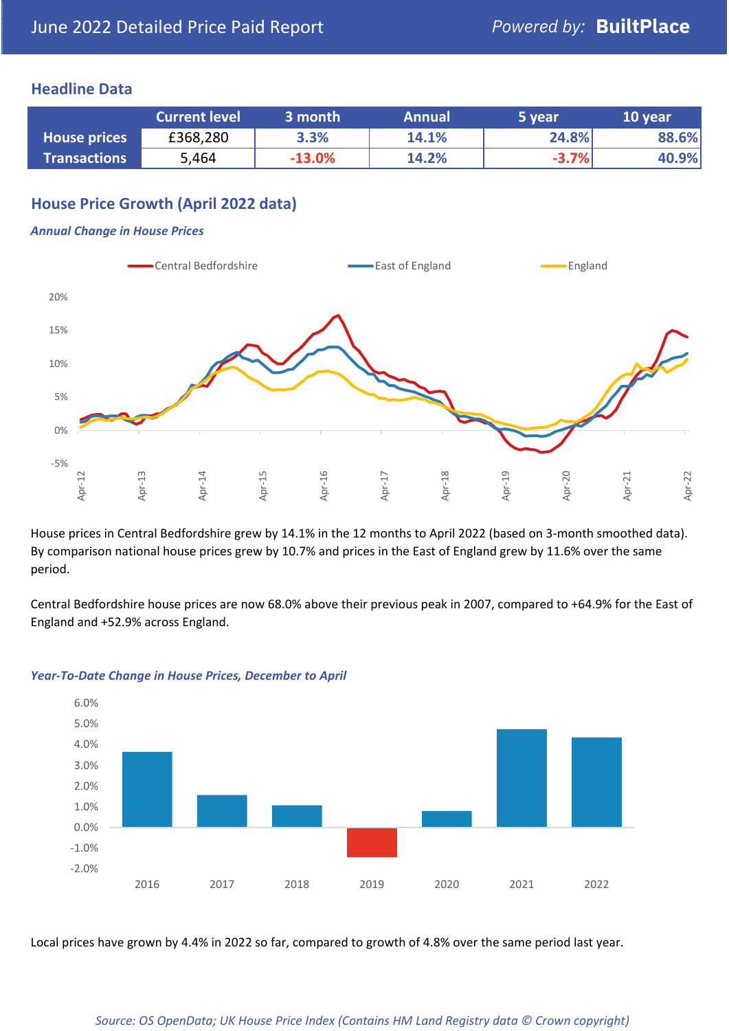June 2022 Detailed Price Paid Report — Powered by: BuiltPlace

## Headline Data

| | Current level | 3 month | Annual | 5 year | 10 year |
|---|---|---|---|---|---|
| House prices | £368,280 | 3.3% | 14.1% | 24.8% | 88.6% |
| Transactions | 5,464 | -13.0% | 14.2% | -3.7% | 40.9% |

## House Price Growth (April 2022 data)

### *Annual Change in House Prices*

House prices in Central Bedfordshire grew by 14.1% in the 12 months to April 2022 (based on 3-month smoothed data). By comparison national house prices grew by 10.7% and prices in the East of England grew by 11.6% over the same period.

Central Bedfordshire house prices are now 68.0% above their previous peak in 2007, compared to +64.9% for the East of England and +52.9% across England.

### *Year-To-Date Change in House Prices, December to April*

Local prices have grown by 4.4% in 2022 so far, compared to growth of 4.8% over the same period last year.

*Source: OS OpenData; UK House Price Index (Contains HM Land Registry data © Crown copyright)*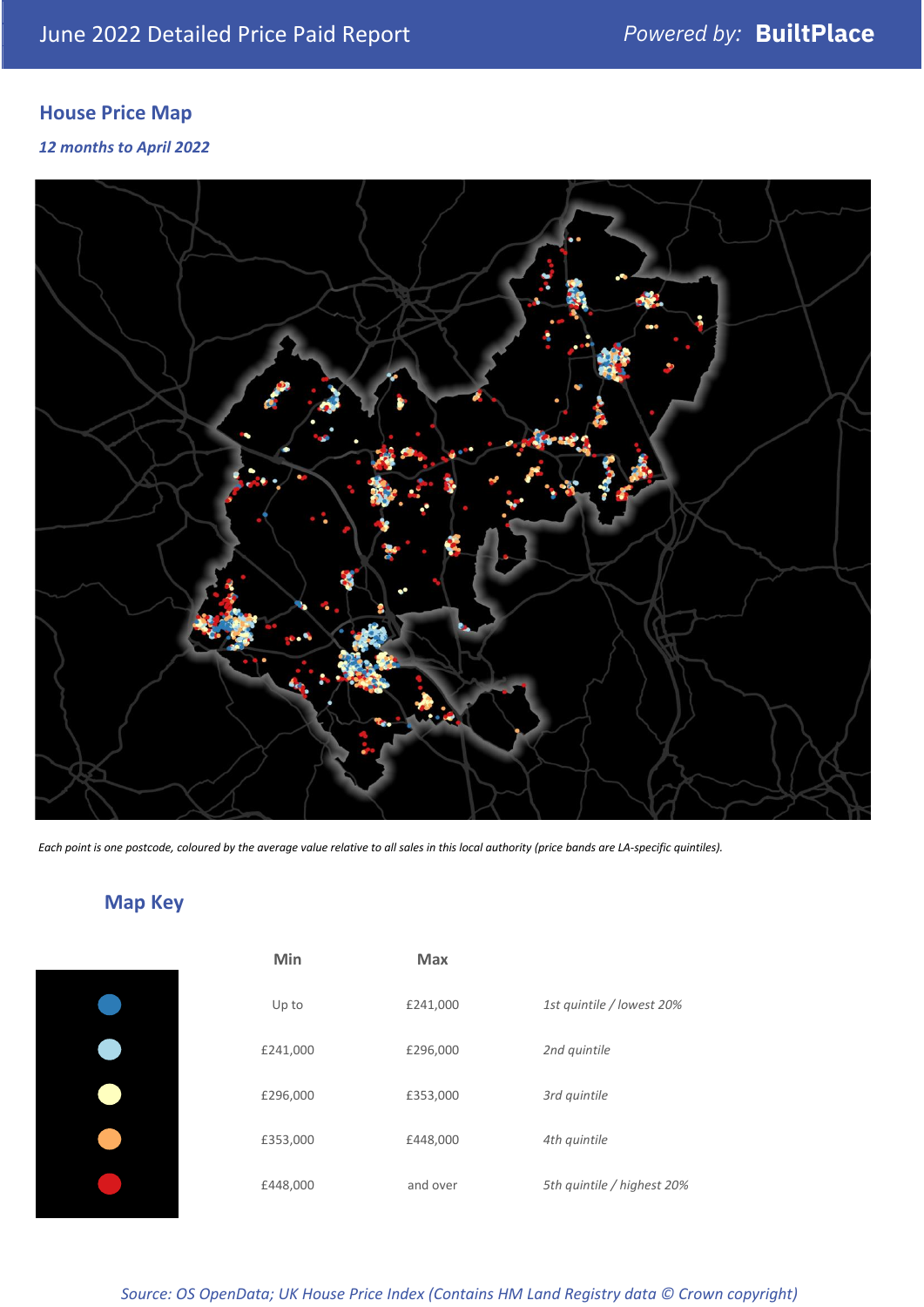## House Price Map

*12 months to April 2022*

*Each point is one postcode, coloured by the average value relative to all sales in this local authority (price bands are LA-specific quintiles).*

## Map Key

| | Min | Max | |
|---|---|---|---|
| | Up to | £241,000 | *1st quintile / lowest 20%* |
| | £241,000 | £296,000 | *2nd quintile* |
| | £296,000 | £353,000 | *3rd quintile* |
| | £353,000 | £448,000 | *4th quintile* |
| | £448,000 | and over | *5th quintile / highest 20%* |

*Source: OS OpenData; UK House Price Index (Contains HM Land Registry data © Crown copyright)*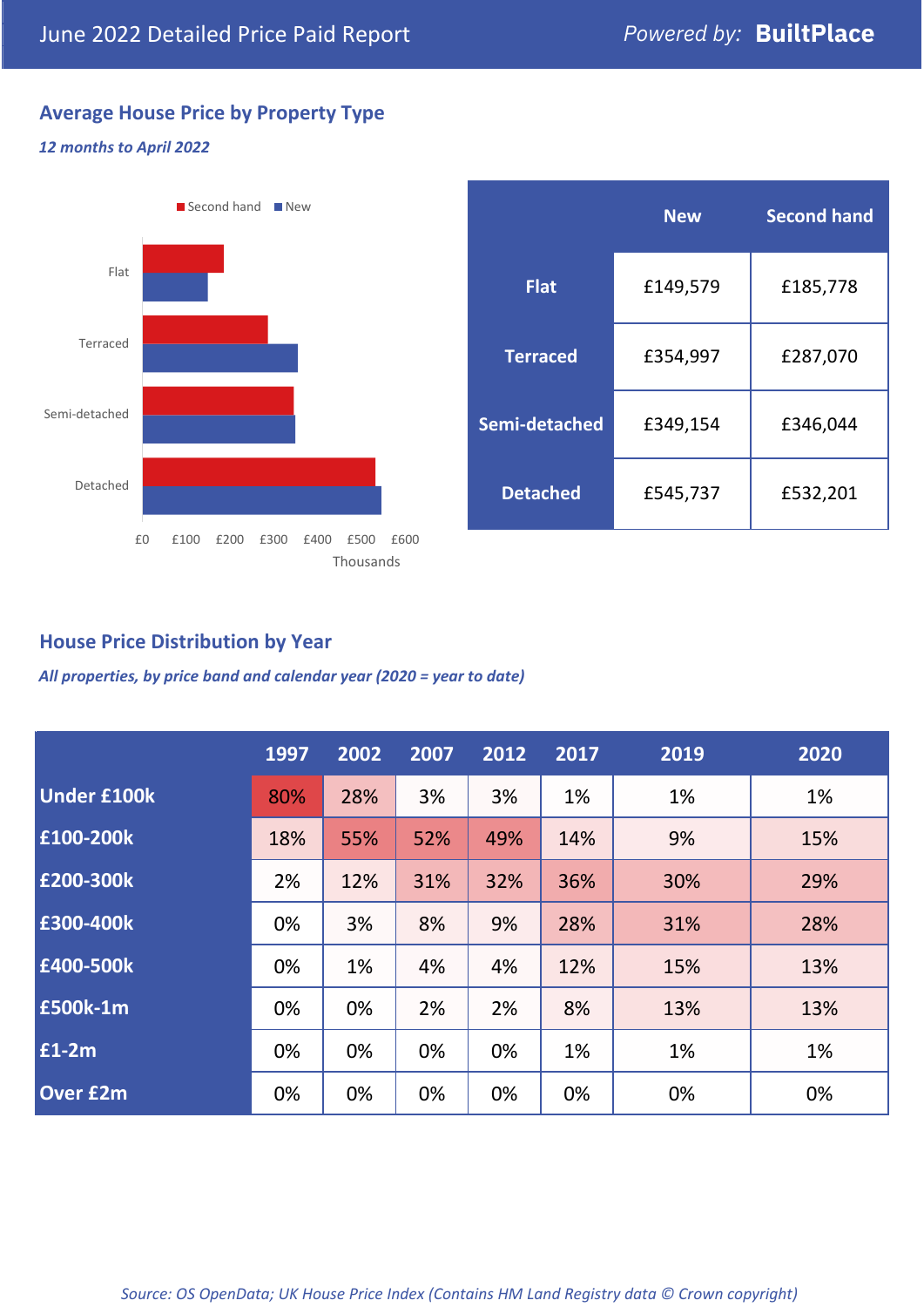June 2022 Detailed Price Paid Report

*Powered by:* **BuiltPlace**

## Average House Price by Property Type

***12 months to April 2022***

Second hand ■ New ■

| | New | Second hand |
|---|---|---|
| **Flat** | £149,579 | £185,778 |
| **Terraced** | £354,997 | £287,070 |
| **Semi-detached** | £349,154 | £346,044 |
| **Detached** | £545,737 | £532,201 |

## House Price Distribution by Year

***All properties, by price band and calendar year (2020 = year to date)***

| | 1997 | 2002 | 2007 | 2012 | 2017 | 2019 | 2020 |
|---|---|---|---|---|---|---|---|
| **Under £100k** | 80% | 28% | 3% | 3% | 1% | 1% | 1% |
| **£100-200k** | 18% | 55% | 52% | 49% | 14% | 9% | 15% |
| **£200-300k** | 2% | 12% | 31% | 32% | 36% | 30% | 29% |
| **£300-400k** | 0% | 3% | 8% | 9% | 28% | 31% | 28% |
| **£400-500k** | 0% | 1% | 4% | 4% | 12% | 15% | 13% |
| **£500k-1m** | 0% | 0% | 2% | 2% | 8% | 13% | 13% |
| **£1-2m** | 0% | 0% | 0% | 0% | 1% | 1% | 1% |
| **Over £2m** | 0% | 0% | 0% | 0% | 0% | 0% | 0% |

*Source: OS OpenData; UK House Price Index (Contains HM Land Registry data © Crown copyright)*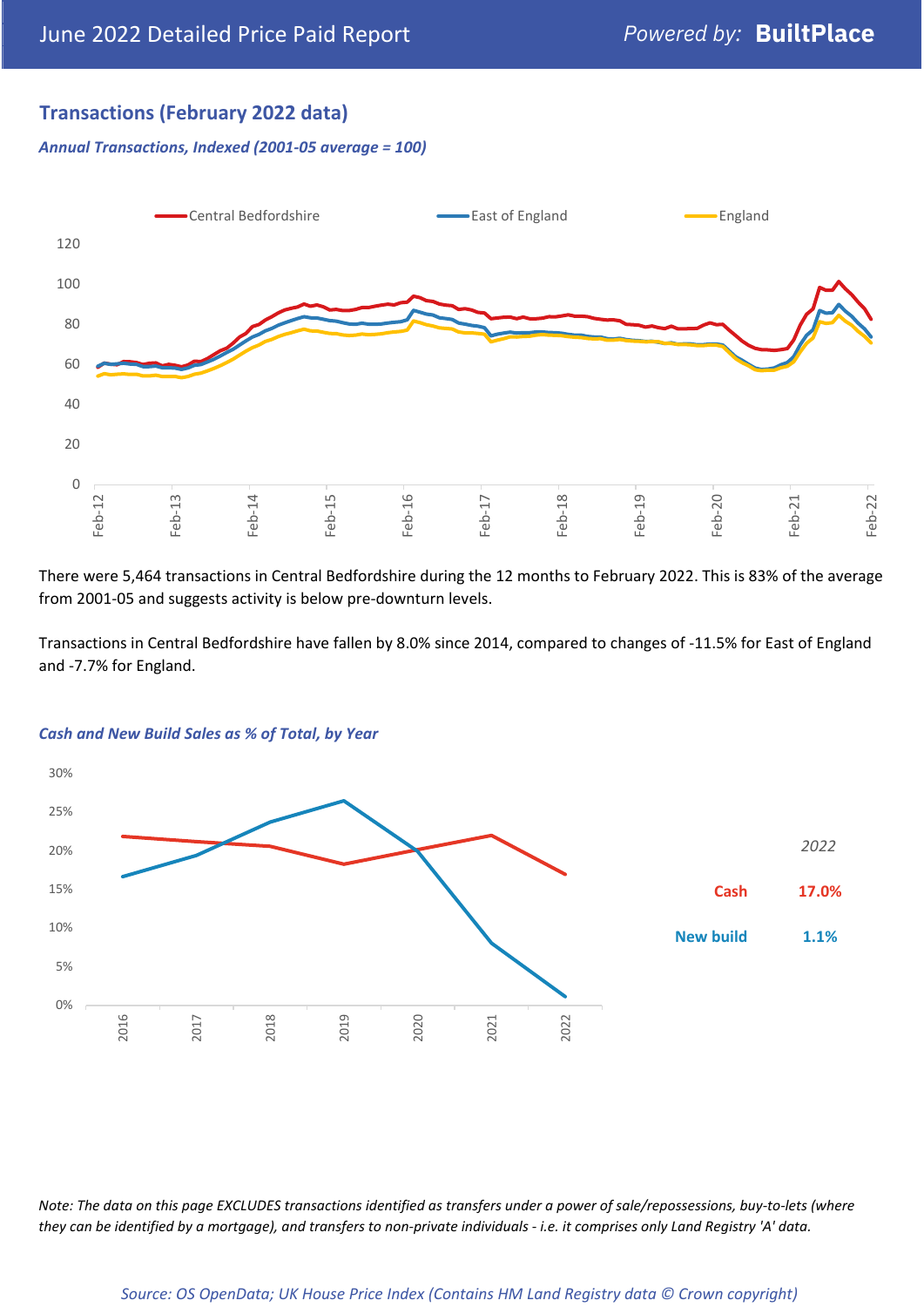June 2022 Detailed Price Paid Report

*Powered by:* **BuiltPlace**

## Transactions (February 2022 data)

***Annual Transactions, Indexed (2001-05 average = 100)***

There were 5,464 transactions in Central Bedfordshire during the 12 months to February 2022. This is 83% of the average from 2001-05 and suggests activity is below pre-downturn levels.

Transactions in Central Bedfordshire have fallen by 8.0% since 2014, compared to changes of -11.5% for East of England and -7.7% for England.

***Cash and New Build Sales as % of Total, by Year***

| *2022* | |
|---|---|
| **Cash** | **17.0%** |
| **New build** | **1.1%** |

*Note: The data on this page EXCLUDES transactions identified as transfers under a power of sale/repossessions, buy-to-lets (where they can be identified by a mortgage), and transfers to non-private individuals - i.e. it comprises only Land Registry 'A' data.*

*Source: OS OpenData; UK House Price Index (Contains HM Land Registry data © Crown copyright)*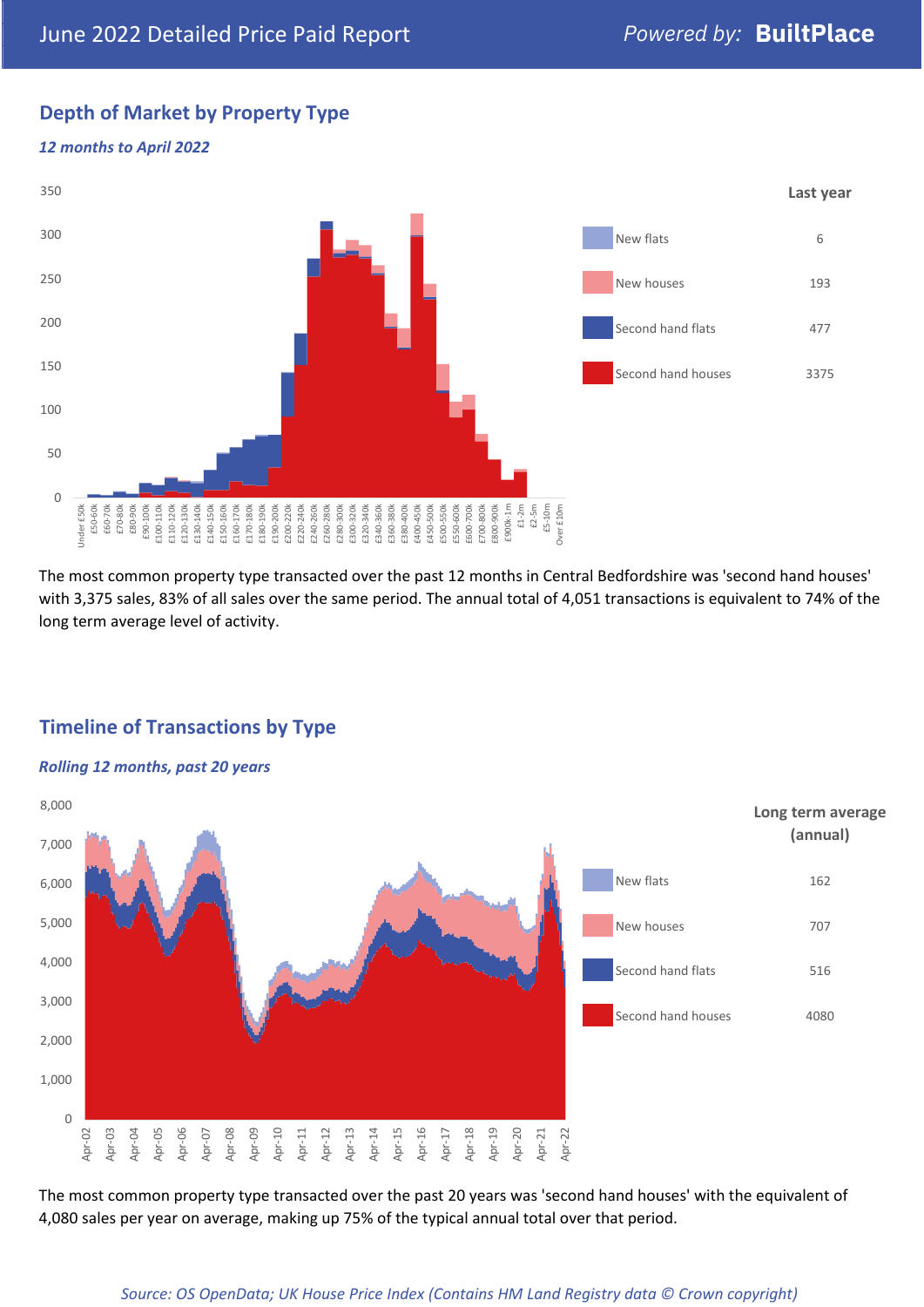June 2022 Detailed Price Paid Report

*Powered by:* **BuiltPlace**

## Depth of Market by Property Type

*12 months to April 2022*

350
300
250
200
150
100
50
0

Under £50k, £50-60k, £60-70k, £70-80k, £80-90k, £90-100k, £100-110k, £110-120k, £120-130k, £130-140k, £140-150k, £150-160k, £160-170k, £170-180k, £180-190k, £190-200k, £200-220k, £220-240k, £240-260k, £260-280k, £280-300k, £300-320k, £320-340k, £340-360k, £360-380k, £380-400k, £400-450k, £450-500k, £500-550k, £550-600k, £600-700k, £700-800k, £800-900k, £900k-1m, £1-2m, £2-5m, £5-10m, Over £10m

Last year

New flats 6

New houses 193

Second hand flats 477

Second hand houses 3375

The most common property type transacted over the past 12 months in Central Bedfordshire was 'second hand houses' with 3,375 sales, 83% of all sales over the same period. The annual total of 4,051 transactions is equivalent to 74% of the long term average level of activity.

## Timeline of Transactions by Type

*Rolling 12 months, past 20 years*

8,000
7,000
6,000
5,000
4,000
3,000
2,000
1,000
0

Apr-02, Apr-03, Apr-04, Apr-05, Apr-06, Apr-07, Apr-08, Apr-09, Apr-10, Apr-11, Apr-12, Apr-13, Apr-14, Apr-15, Apr-16, Apr-17, Apr-18, Apr-19, Apr-20, Apr-21, Apr-22

Long term average (annual)

New flats 162

New houses 707

Second hand flats 516

Second hand houses 4080

The most common property type transacted over the past 20 years was 'second hand houses' with the equivalent of 4,080 sales per year on average, making up 75% of the typical annual total over that period.

*Source: OS OpenData; UK House Price Index (Contains HM Land Registry data © Crown copyright)*